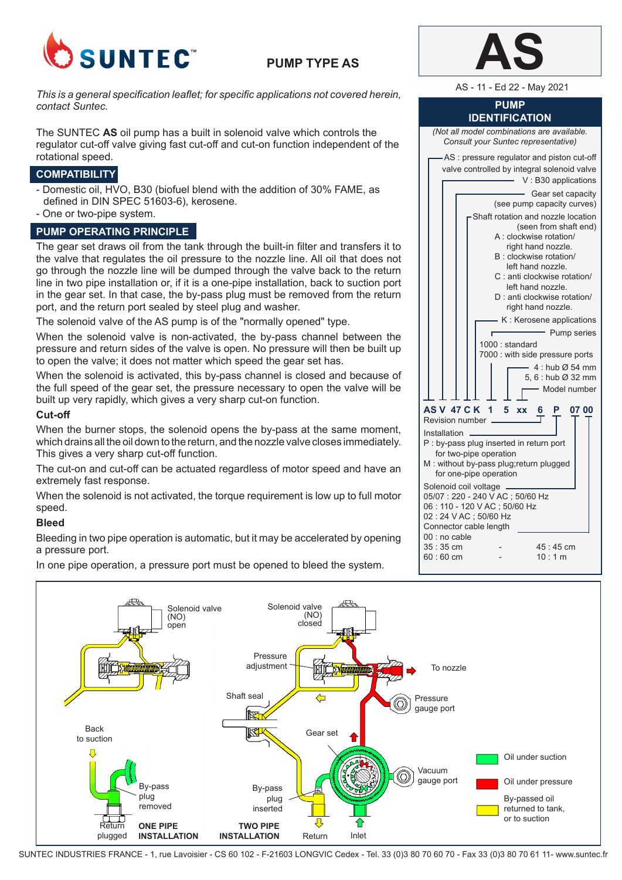# SUNTEC

## PUMP TYPE AS

# AS

AS - 11 - Ed 22 - May 2021

*This is a general specification leaflet; for specific applications not covered herein, contact Suntec.*

The SUNTEC **AS** oil pump has a built in solenoid valve which controls the regulator cut-off valve giving fast cut-off and cut-on function independent of the rotational speed.

## COMPATIBILITY

- Domestic oil, HVO, B30 (biofuel blend with the addition of 30% FAME, as defined in DIN SPEC 51603-6), kerosene.
- One or two-pipe system.

## PUMP OPERATING PRINCIPLE

The gear set draws oil from the tank through the built-in filter and transfers it to the valve that regulates the oil pressure to the nozzle line. All oil that does not go through the nozzle line will be dumped through the valve back to the return line in two pipe installation or, if it is a one-pipe installation, back to suction port in the gear set. In that case, the by-pass plug must be removed from the return port, and the return port sealed by steel plug and washer.

The solenoid valve of the AS pump is of the "normally opened" type.

When the solenoid valve is non-activated, the by-pass channel between the pressure and return sides of the valve is open. No pressure will then be built up to open the valve; it does not matter which speed the gear set has.

When the solenoid is activated, this by-pass channel is closed and because of the full speed of the gear set, the pressure necessary to open the valve will be built up very rapidly, which gives a very sharp cut-on function.

### Cut-off

When the burner stops, the solenoid opens the by-pass at the same moment, which drains all the oil down to the return, and the nozzle valve closes immediately. This gives a very sharp cut-off function.

The cut-on and cut-off can be actuated regardless of motor speed and have an extremely fast response.

When the solenoid is not activated, the torque requirement is low up to full motor speed.

### Bleed

Bleeding in two pipe operation is automatic, but it may be accelerated by opening a pressure port.

In one pipe operation, a pressure port must be opened to bleed the system.

## PUMP IDENTIFICATION

*(Not all model combinations are available. Consult your Suntec representative)*

**AS V 47 C K 1 5 xx 6 P 07 00**

- AS : pressure regulator and piston cut-off valve controlled by integral solenoid valve
- V : B30 applications
- Gear set capacity (see pump capacity curves)
- Shaft rotation and nozzle location (seen from shaft end)
  - A : clockwise rotation/ right hand nozzle.
  - B : clockwise rotation/ left hand nozzle.
  - C : anti clockwise rotation/ left hand nozzle.
  - D : anti clockwise rotation/ right hand nozzle.
- K : Kerosene applications
- Pump series
  - 1000 : standard
  - 7000 : with side pressure ports
- 4 : hub Ø 54 mm
- 5, 6 : hub Ø 32 mm
- Model number
- Revision number
- Installation
  - P : by-pass plug inserted in return port for two-pipe operation
  - M : without by-pass plug;return plugged for one-pipe operation
- Solenoid coil voltage
  - 05/07 : 220 - 240 V AC ; 50/60 Hz
  - 06 : 110 - 120 V AC ; 50/60 Hz
  - 02 : 24 V AC ; 50/60 Hz
- Connector cable length
  - 00 : no cable
  - 35 : 35 cm - 45 : 45 cm
  - 60 : 60 cm - 10 : 1 m

Solenoid valve (NO) open — Solenoid valve (NO) closed — Pressure adjustment — To nozzle — Shaft seal — Pressure gauge port — Back to suction — Gear set — Vacuum gauge port — By-pass plug removed — By-pass plug inserted — Return plugged — Return — Inlet

**ONE PIPE INSTALLATION** — **TWO PIPE INSTALLATION**

- Oil under suction
- Oil under pressure
- By-passed oil returned to tank, or to suction

SUNTEC INDUSTRIES FRANCE - 1, rue Lavoisier - CS 60 102 - F-21603 LONGVIC Cedex - Tel. 33 (0)3 80 70 60 70 - Fax 33 (0)3 80 70 61 11- www.suntec.fr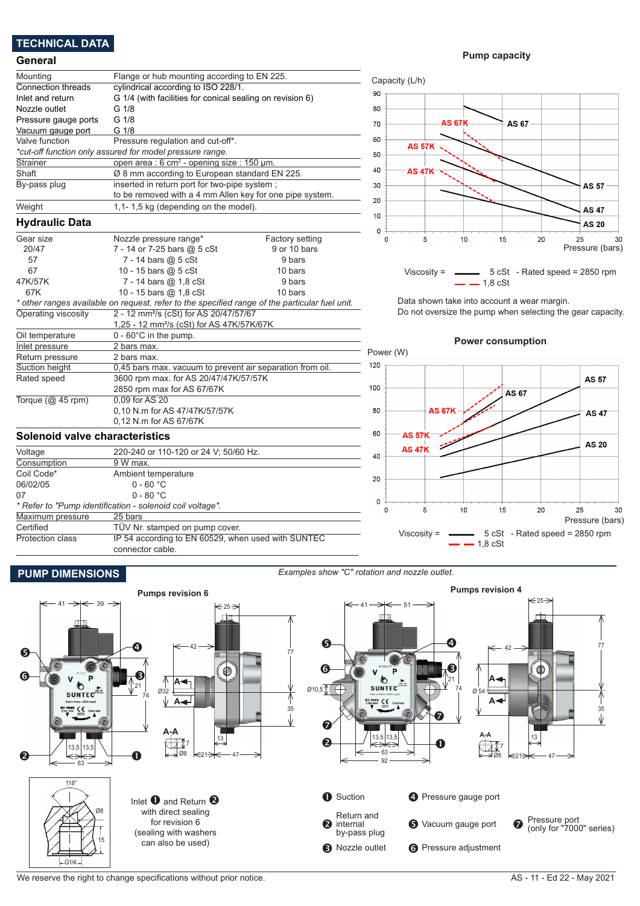## TECHNICAL DATA

### General

| | |
|---|---|
| Mounting | Flange or hub mounting according to EN 225. |
| Connection threads | cylindrical according to ISO 228/1. |
| Inlet and return | G 1/4 (with facilities for conical sealing on revision 6) |
| Nozzle outlet | G 1/8 |
| Pressure gauge ports | G 1/8 |
| Vacuum gauge port | G 1/8 |
| Valve function | Pressure regulation and cut-off*. |

*cut-off function only assured for model pressure range.*

| | |
|---|---|
| Strainer | open area : 6 cm² - opening size : 150 µm. |
| Shaft | Ø 8 mm according to European standard EN 225. |
| By-pass plug | inserted in return port for two-pipe system ; to be removed with a 4 mm Allen key for one pipe system. |
| Weight | 1,1- 1,5 kg (depending on the model). |

### Hydraulic Data

| Gear size | Nozzle pressure range* | Factory setting |
|---|---|---|
| 20/47 | 7 - 14 or 7-25 bars @ 5 cSt | 9 or 10 bars |
| 57 | 7 - 14 bars @ 5 cSt | 9 bars |
| 67 | 10 - 15 bars @ 5 cSt | 10 bars |
| 47K/57K | 7 - 14 bars @ 1,8 cSt | 9 bars |
| 67K | 10 - 15 bars @ 1,8 cSt | 10 bars |

*\* other ranges available on request, refer to the specified range of the particular fuel unit.*

| | |
|---|---|
| Operating viscosity | 2 - 12 mm²/s (cSt) for AS 20/47/57/67<br>1,25 - 12 mm²/s (cSt) for AS 47K/57K/67K |
| Oil temperature | 0 - 60°C in the pump. |
| Inlet pressure | 2 bars max. |
| Return pressure | 2 bars max. |
| Suction height | 0,45 bars max. vacuum to prevent air separation from oil. |
| Rated speed | 3600 rpm max. for AS 20/47/47K/57/57K<br>2850 rpm max for AS 67/67K |
| Torque (@ 45 rpm) | 0,09 for AS 20<br>0,10 N.m for AS 47/47K/57/57K<br>0,12 N.m for AS 67/67K |

### Solenoid valve characteristics

| | |
|---|---|
| Voltage | 220-240 or 110-120 or 24 V; 50/60 Hz. |
| Consumption | 9 W max. |
| Coil Code* | Ambient temperature |
| 06/02/05 | 0 - 60 °C |
| 07 | 0 - 80 °C |

*\* Refer to "Pump identification - solenoid coil voltage".*

| | |
|---|---|
| Maximum pressure | 25 bars |
| Certified | TÜV Nr. stamped on pump cover. |
| Protection class | IP 54 according to EN 60529, when used with SUNTEC connector cable. |

### Pump capacity

Capacity (L/h)
90
80
70
60
50
40
30
20
10
0
0 5 10 15 20 25 30
Pressure (bars)

AS 67K
AS 67
AS 57K
AS 47K
AS 57
AS 47
AS 20

Viscosity = 5 cSt - Rated speed = 2850 rpm
1,8 cSt

Data shown take into account a wear margin.
Do not oversize the pump when selecting the gear capacity.

### Power consumption

Power (W)
120
100
80
60
40
20
0
0 5 10 15 20 25 30
Pressure (bars)

AS 57
AS 67
AS 67K
AS 47
AS 57K
AS 47K
AS 20

Viscosity = 5 cSt - Rated speed = 2850 rpm
1,8 cSt

## PUMP DIMENSIONS

*Examples show "C" rotation and nozzle outlet.*

**Pumps revision 6**

41 39 25 42 77 21 74 Ø32 35 A A A-A 7 Ø8 13 13,5 13,5 63 21 47

**Pumps revision 4**

41 51 25 42 77 Ø10,5 21 74 Ø 54 35 A A A-A 7 Ø8 13 13,5 13,5 63 92 21 47

118° Ø8 15 G1/4

Inlet ❶ and Return ❷ with direct sealing for revision 6 (sealing with washers can also be used)

❶ Suction
❷ Return and internal by-pass plug
❸ Nozzle outlet
❹ Pressure gauge port
❺ Vacuum gauge port
❻ Pressure adjustment
❼ Pressure port (only for "7000" series)

We reserve the right to change specifications without prior notice.

AS - 11 - Ed 22 - May 2021